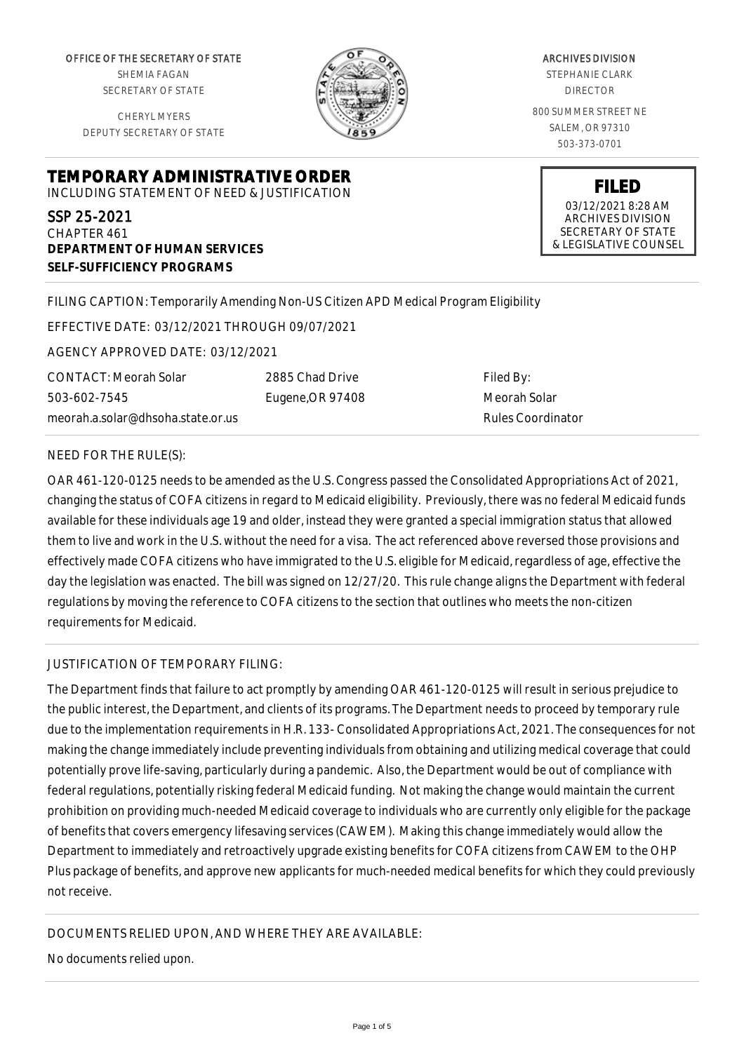OFFICE OF THE SECRETARY OF STATE
SHEMIA FAGAN
SECRETARY OF STATE

CHERYL MYERS
DEPUTY SECRETARY OF STATE

ARCHIVES DIVISION
STEPHANIE CLARK
DIRECTOR

800 SUMMER STREET NE
SALEM, OR 97310
503-373-0701

# TEMPORARY ADMINISTRATIVE ORDER

INCLUDING STATEMENT OF NEED & JUSTIFICATION

**FILED**
03/12/2021 8:28 AM
ARCHIVES DIVISION
SECRETARY OF STATE
& LEGISLATIVE COUNSEL

SSP 25-2021
CHAPTER 461
**DEPARTMENT OF HUMAN SERVICES**
**SELF-SUFFICIENCY PROGRAMS**

FILING CAPTION: Temporarily Amending Non-US Citizen APD Medical Program Eligibility

EFFECTIVE DATE: 03/12/2021 THROUGH 09/07/2021

AGENCY APPROVED DATE: 03/12/2021

CONTACT: Meorah Solar
503-602-7545
meorah.a.solar@dhsoha.state.or.us

2885 Chad Drive
Eugene,OR 97408

Filed By:
Meorah Solar
Rules Coordinator

NEED FOR THE RULE(S):

OAR 461-120-0125 needs to be amended as the U.S. Congress passed the Consolidated Appropriations Act of 2021, changing the status of COFA citizens in regard to Medicaid eligibility. Previously, there was no federal Medicaid funds available for these individuals age 19 and older, instead they were granted a special immigration status that allowed them to live and work in the U.S. without the need for a visa. The act referenced above reversed those provisions and effectively made COFA citizens who have immigrated to the U.S. eligible for Medicaid, regardless of age, effective the day the legislation was enacted. The bill was signed on 12/27/20. This rule change aligns the Department with federal regulations by moving the reference to COFA citizens to the section that outlines who meets the non-citizen requirements for Medicaid.

JUSTIFICATION OF TEMPORARY FILING:

The Department finds that failure to act promptly by amending OAR 461-120-0125 will result in serious prejudice to the public interest, the Department, and clients of its programs. The Department needs to proceed by temporary rule due to the implementation requirements in H.R. 133- Consolidated Appropriations Act, 2021. The consequences for not making the change immediately include preventing individuals from obtaining and utilizing medical coverage that could potentially prove life-saving, particularly during a pandemic. Also, the Department would be out of compliance with federal regulations, potentially risking federal Medicaid funding. Not making the change would maintain the current prohibition on providing much-needed Medicaid coverage to individuals who are currently only eligible for the package of benefits that covers emergency lifesaving services (CAWEM). Making this change immediately would allow the Department to immediately and retroactively upgrade existing benefits for COFA citizens from CAWEM to the OHP Plus package of benefits, and approve new applicants for much-needed medical benefits for which they could previously not receive.

DOCUMENTS RELIED UPON, AND WHERE THEY ARE AVAILABLE:

No documents relied upon.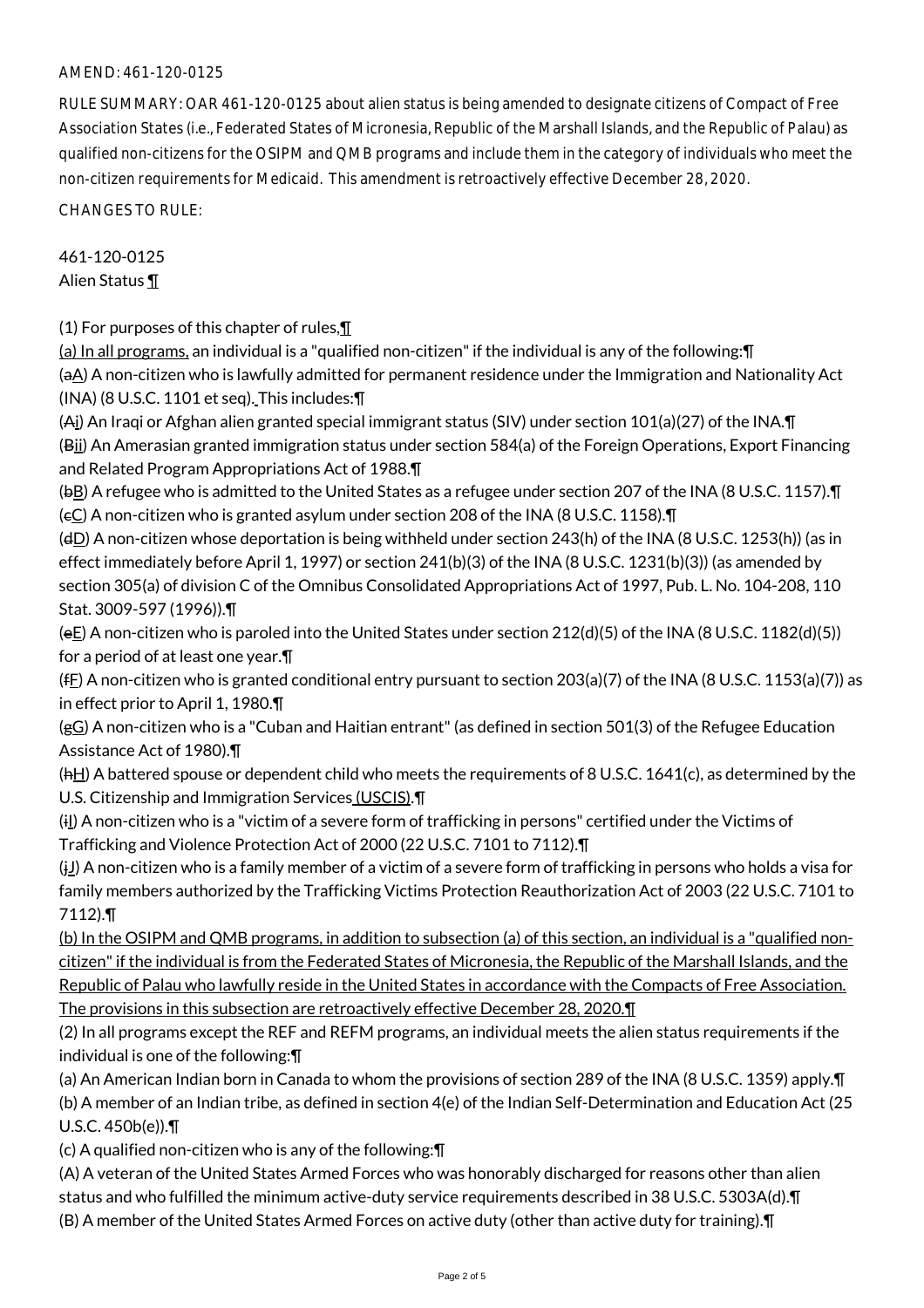AMEND: 461-120-0125

RULE SUMMARY: OAR 461-120-0125 about alien status is being amended to designate citizens of Compact of Free Association States (i.e., Federated States of Micronesia, Republic of the Marshall Islands, and the Republic of Palau) as qualified non-citizens for the OSIPM and QMB programs and include them in the category of individuals who meet the non-citizen requirements for Medicaid. This amendment is retroactively effective December 28, 2020.

CHANGES TO RULE:

461-120-0125
Alien Status ¶

(1) For purposes of this chapter of rules,¶
(a) In all programs, an individual is a "qualified non-citizen" if the individual is any of the following:¶
(aA) A non-citizen who is lawfully admitted for permanent residence under the Immigration and Nationality Act (INA) (8 U.S.C. 1101 et seq). This includes:¶
(Ai) An Iraqi or Afghan alien granted special immigrant status (SIV) under section 101(a)(27) of the INA.¶
(Bii) An Amerasian granted immigration status under section 584(a) of the Foreign Operations, Export Financing and Related Program Appropriations Act of 1988.¶
(bB) A refugee who is admitted to the United States as a refugee under section 207 of the INA (8 U.S.C. 1157).¶
(cC) A non-citizen who is granted asylum under section 208 of the INA (8 U.S.C. 1158).¶
(dD) A non-citizen whose deportation is being withheld under section 243(h) of the INA (8 U.S.C. 1253(h)) (as in effect immediately before April 1, 1997) or section 241(b)(3) of the INA (8 U.S.C. 1231(b)(3)) (as amended by section 305(a) of division C of the Omnibus Consolidated Appropriations Act of 1997, Pub. L. No. 104-208, 110 Stat. 3009-597 (1996)).¶
(eE) A non-citizen who is paroled into the United States under section 212(d)(5) of the INA (8 U.S.C. 1182(d)(5)) for a period of at least one year.¶
(fF) A non-citizen who is granted conditional entry pursuant to section 203(a)(7) of the INA (8 U.S.C. 1153(a)(7)) as in effect prior to April 1, 1980.¶
(gG) A non-citizen who is a "Cuban and Haitian entrant" (as defined in section 501(3) of the Refugee Education Assistance Act of 1980).¶
(hH) A battered spouse or dependent child who meets the requirements of 8 U.S.C. 1641(c), as determined by the U.S. Citizenship and Immigration Services (USCIS).¶
(iI) A non-citizen who is a "victim of a severe form of trafficking in persons" certified under the Victims of Trafficking and Violence Protection Act of 2000 (22 U.S.C. 7101 to 7112).¶
(jJ) A non-citizen who is a family member of a victim of a severe form of trafficking in persons who holds a visa for family members authorized by the Trafficking Victims Protection Reauthorization Act of 2003 (22 U.S.C. 7101 to 7112).¶
(b) In the OSIPM and QMB programs, in addition to subsection (a) of this section, an individual is a "qualified non-citizen" if the individual is from the Federated States of Micronesia, the Republic of the Marshall Islands, and the Republic of Palau who lawfully reside in the United States in accordance with the Compacts of Free Association. The provisions in this subsection are retroactively effective December 28, 2020.¶
(2) In all programs except the REF and REFM programs, an individual meets the alien status requirements if the individual is one of the following:¶
(a) An American Indian born in Canada to whom the provisions of section 289 of the INA (8 U.S.C. 1359) apply.¶
(b) A member of an Indian tribe, as defined in section 4(e) of the Indian Self-Determination and Education Act (25 U.S.C. 450b(e)).¶
(c) A qualified non-citizen who is any of the following:¶
(A) A veteran of the United States Armed Forces who was honorably discharged for reasons other than alien status and who fulfilled the minimum active-duty service requirements described in 38 U.S.C. 5303A(d).¶
(B) A member of the United States Armed Forces on active duty (other than active duty for training).¶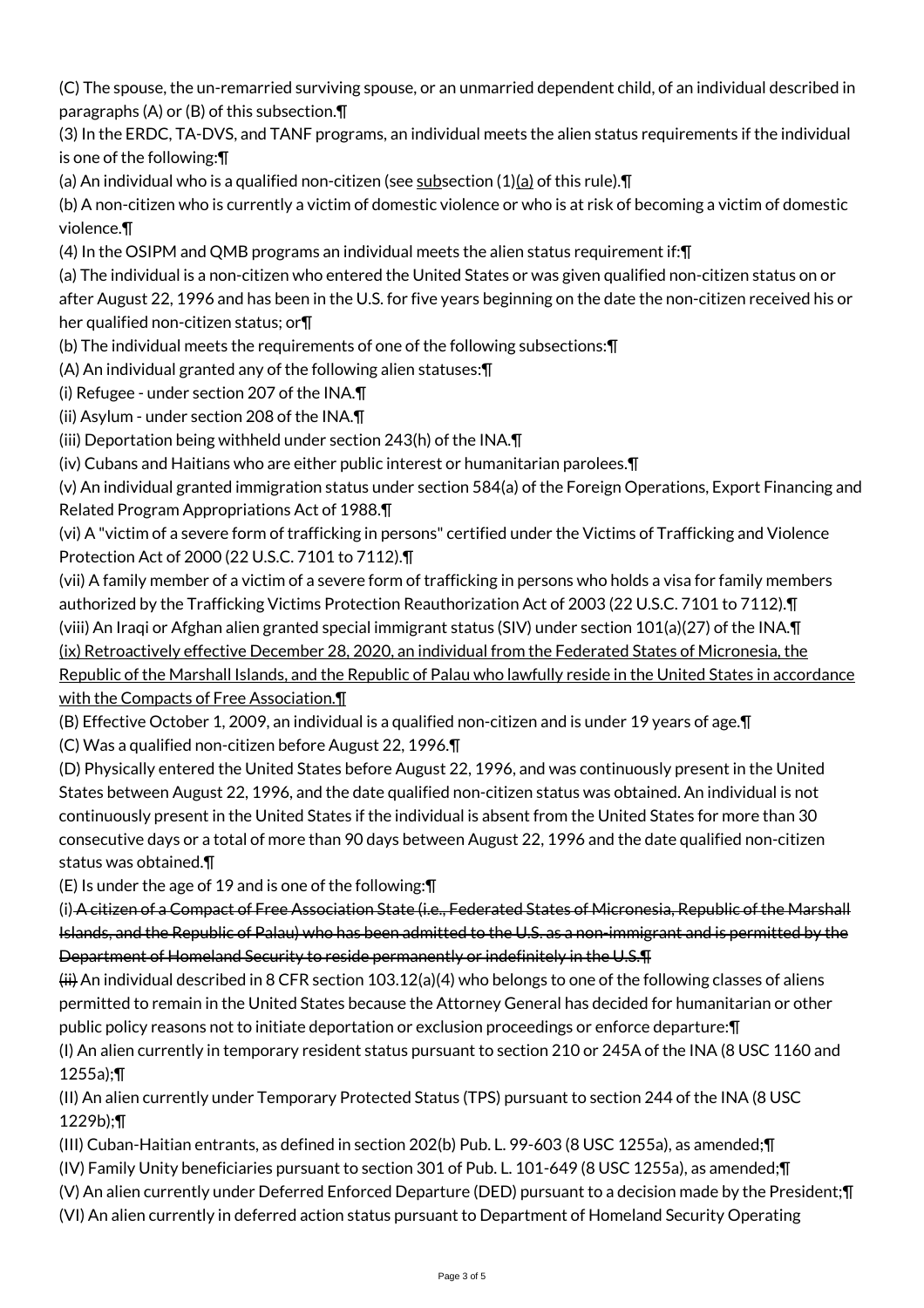(C) The spouse, the un-remarried surviving spouse, or an unmarried dependent child, of an individual described in paragraphs (A) or (B) of this subsection.¶

(3) In the ERDC, TA-DVS, and TANF programs, an individual meets the alien status requirements if the individual is one of the following:¶

(a) An individual who is a qualified non-citizen (see <u>sub</u>section (1)<u>(a)</u> of this rule).¶

(b) A non-citizen who is currently a victim of domestic violence or who is at risk of becoming a victim of domestic violence.¶

(4) In the OSIPM and QMB programs an individual meets the alien status requirement if:¶

(a) The individual is a non-citizen who entered the United States or was given qualified non-citizen status on or after August 22, 1996 and has been in the U.S. for five years beginning on the date the non-citizen received his or her qualified non-citizen status; or¶

(b) The individual meets the requirements of one of the following subsections:¶

(A) An individual granted any of the following alien statuses:¶

(i) Refugee - under section 207 of the INA.¶

(ii) Asylum - under section 208 of the INA.¶

(iii) Deportation being withheld under section 243(h) of the INA.¶

(iv) Cubans and Haitians who are either public interest or humanitarian parolees.¶

(v) An individual granted immigration status under section 584(a) of the Foreign Operations, Export Financing and Related Program Appropriations Act of 1988.¶

(vi) A "victim of a severe form of trafficking in persons" certified under the Victims of Trafficking and Violence Protection Act of 2000 (22 U.S.C. 7101 to 7112).¶

(vii) A family member of a victim of a severe form of trafficking in persons who holds a visa for family members authorized by the Trafficking Victims Protection Reauthorization Act of 2003 (22 U.S.C. 7101 to 7112).¶

(viii) An Iraqi or Afghan alien granted special immigrant status (SIV) under section 101(a)(27) of the INA.¶

<u>(ix) Retroactively effective December 28, 2020, an individual from the Federated States of Micronesia, the Republic of the Marshall Islands, and the Republic of Palau who lawfully reside in the United States in accordance with the Compacts of Free Association.¶</u>

(B) Effective October 1, 2009, an individual is a qualified non-citizen and is under 19 years of age.¶

(C) Was a qualified non-citizen before August 22, 1996.¶

(D) Physically entered the United States before August 22, 1996, and was continuously present in the United States between August 22, 1996, and the date qualified non-citizen status was obtained. An individual is not continuously present in the United States if the individual is absent from the United States for more than 30 consecutive days or a total of more than 90 days between August 22, 1996 and the date qualified non-citizen status was obtained.¶

(E) Is under the age of 19 and is one of the following:¶

(i) ~~A citizen of a Compact of Free Association State (i.e., Federated States of Micronesia, Republic of the Marshall Islands, and the Republic of Palau) who has been admitted to the U.S. as a non-immigrant and is permitted by the Department of Homeland Security to reside permanently or indefinitely in the U.S.¶~~

~~(ii)~~ An individual described in 8 CFR section 103.12(a)(4) who belongs to one of the following classes of aliens permitted to remain in the United States because the Attorney General has decided for humanitarian or other public policy reasons not to initiate deportation or exclusion proceedings or enforce departure:¶

(I) An alien currently in temporary resident status pursuant to section 210 or 245A of the INA (8 USC 1160 and 1255a);¶

(II) An alien currently under Temporary Protected Status (TPS) pursuant to section 244 of the INA (8 USC 1229b);¶

(III) Cuban-Haitian entrants, as defined in section 202(b) Pub. L. 99-603 (8 USC 1255a), as amended;¶

(IV) Family Unity beneficiaries pursuant to section 301 of Pub. L. 101-649 (8 USC 1255a), as amended;¶

(V) An alien currently under Deferred Enforced Departure (DED) pursuant to a decision made by the President;¶

(VI) An alien currently in deferred action status pursuant to Department of Homeland Security Operating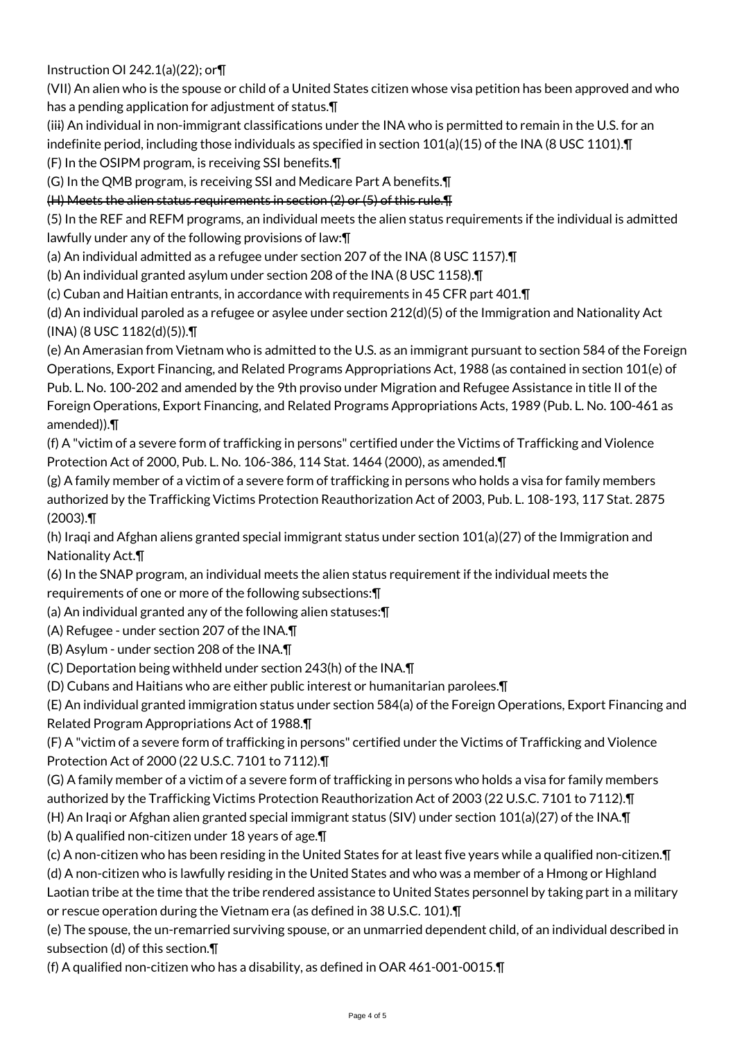Instruction OI 242.1(a)(22); or¶

(VII) An alien who is the spouse or child of a United States citizen whose visa petition has been approved and who has a pending application for adjustment of status.¶

(iii) An individual in non-immigrant classifications under the INA who is permitted to remain in the U.S. for an indefinite period, including those individuals as specified in section 101(a)(15) of the INA (8 USC 1101).¶

(F) In the OSIPM program, is receiving SSI benefits.¶

(G) In the QMB program, is receiving SSI and Medicare Part A benefits.¶

~~(H) Meets the alien status requirements in section (2) or (5) of this rule.¶~~

(5) In the REF and REFM programs, an individual meets the alien status requirements if the individual is admitted lawfully under any of the following provisions of law:¶

(a) An individual admitted as a refugee under section 207 of the INA (8 USC 1157).¶

(b) An individual granted asylum under section 208 of the INA (8 USC 1158).¶

(c) Cuban and Haitian entrants, in accordance with requirements in 45 CFR part 401.¶

(d) An individual paroled as a refugee or asylee under section 212(d)(5) of the Immigration and Nationality Act (INA) (8 USC 1182(d)(5)).¶

(e) An Amerasian from Vietnam who is admitted to the U.S. as an immigrant pursuant to section 584 of the Foreign Operations, Export Financing, and Related Programs Appropriations Act, 1988 (as contained in section 101(e) of Pub. L. No. 100-202 and amended by the 9th proviso under Migration and Refugee Assistance in title II of the Foreign Operations, Export Financing, and Related Programs Appropriations Acts, 1989 (Pub. L. No. 100-461 as amended)).¶

(f) A "victim of a severe form of trafficking in persons" certified under the Victims of Trafficking and Violence Protection Act of 2000, Pub. L. No. 106-386, 114 Stat. 1464 (2000), as amended.¶

(g) A family member of a victim of a severe form of trafficking in persons who holds a visa for family members authorized by the Trafficking Victims Protection Reauthorization Act of 2003, Pub. L. 108-193, 117 Stat. 2875 (2003).¶

(h) Iraqi and Afghan aliens granted special immigrant status under section 101(a)(27) of the Immigration and Nationality Act.¶

(6) In the SNAP program, an individual meets the alien status requirement if the individual meets the requirements of one or more of the following subsections:¶

(a) An individual granted any of the following alien statuses:¶

(A) Refugee - under section 207 of the INA.¶

(B) Asylum - under section 208 of the INA.¶

(C) Deportation being withheld under section 243(h) of the INA.¶

(D) Cubans and Haitians who are either public interest or humanitarian parolees.¶

(E) An individual granted immigration status under section 584(a) of the Foreign Operations, Export Financing and Related Program Appropriations Act of 1988.¶

(F) A "victim of a severe form of trafficking in persons" certified under the Victims of Trafficking and Violence Protection Act of 2000 (22 U.S.C. 7101 to 7112).¶

(G) A family member of a victim of a severe form of trafficking in persons who holds a visa for family members authorized by the Trafficking Victims Protection Reauthorization Act of 2003 (22 U.S.C. 7101 to 7112).¶

(H) An Iraqi or Afghan alien granted special immigrant status (SIV) under section 101(a)(27) of the INA.¶

(b) A qualified non-citizen under 18 years of age.¶

(c) A non-citizen who has been residing in the United States for at least five years while a qualified non-citizen.¶

(d) A non-citizen who is lawfully residing in the United States and who was a member of a Hmong or Highland Laotian tribe at the time that the tribe rendered assistance to United States personnel by taking part in a military or rescue operation during the Vietnam era (as defined in 38 U.S.C. 101).¶

(e) The spouse, the un-remarried surviving spouse, or an unmarried dependent child, of an individual described in subsection (d) of this section.¶

(f) A qualified non-citizen who has a disability, as defined in OAR 461-001-0015.¶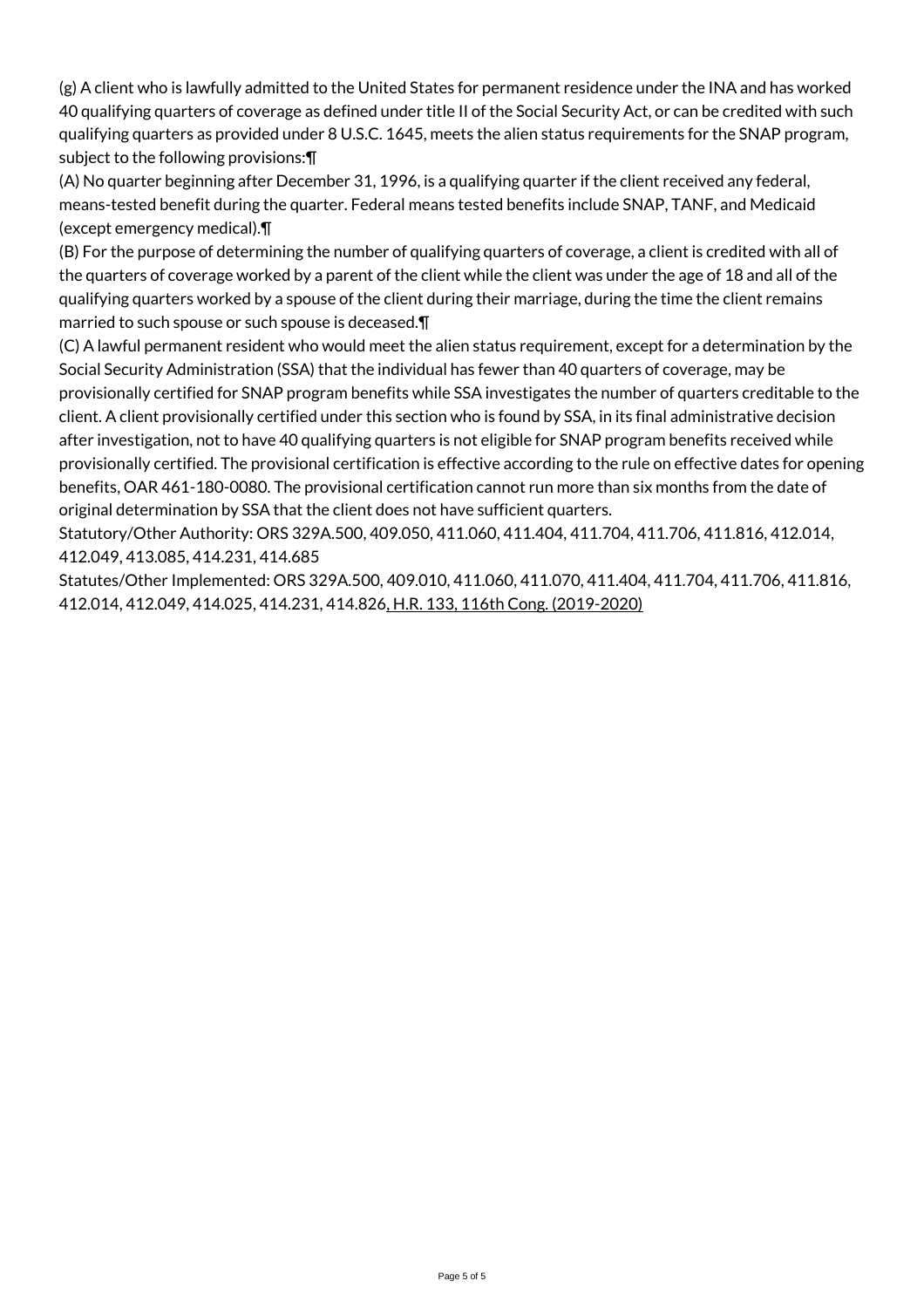(g) A client who is lawfully admitted to the United States for permanent residence under the INA and has worked 40 qualifying quarters of coverage as defined under title II of the Social Security Act, or can be credited with such qualifying quarters as provided under 8 U.S.C. 1645, meets the alien status requirements for the SNAP program, subject to the following provisions:¶

(A) No quarter beginning after December 31, 1996, is a qualifying quarter if the client received any federal, means-tested benefit during the quarter. Federal means tested benefits include SNAP, TANF, and Medicaid (except emergency medical).¶

(B) For the purpose of determining the number of qualifying quarters of coverage, a client is credited with all of the quarters of coverage worked by a parent of the client while the client was under the age of 18 and all of the qualifying quarters worked by a spouse of the client during their marriage, during the time the client remains married to such spouse or such spouse is deceased.¶

(C) A lawful permanent resident who would meet the alien status requirement, except for a determination by the Social Security Administration (SSA) that the individual has fewer than 40 quarters of coverage, may be provisionally certified for SNAP program benefits while SSA investigates the number of quarters creditable to the client. A client provisionally certified under this section who is found by SSA, in its final administrative decision after investigation, not to have 40 qualifying quarters is not eligible for SNAP program benefits received while provisionally certified. The provisional certification is effective according to the rule on effective dates for opening benefits, OAR 461-180-0080. The provisional certification cannot run more than six months from the date of original determination by SSA that the client does not have sufficient quarters.

Statutory/Other Authority: ORS 329A.500, 409.050, 411.060, 411.404, 411.704, 411.706, 411.816, 412.014, 412.049, 413.085, 414.231, 414.685

Statutes/Other Implemented: ORS 329A.500, 409.010, 411.060, 411.070, 411.404, 411.704, 411.706, 411.816, 412.014, 412.049, 414.025, 414.231, 414.826, H.R. 133, 116th Cong. (2019-2020)